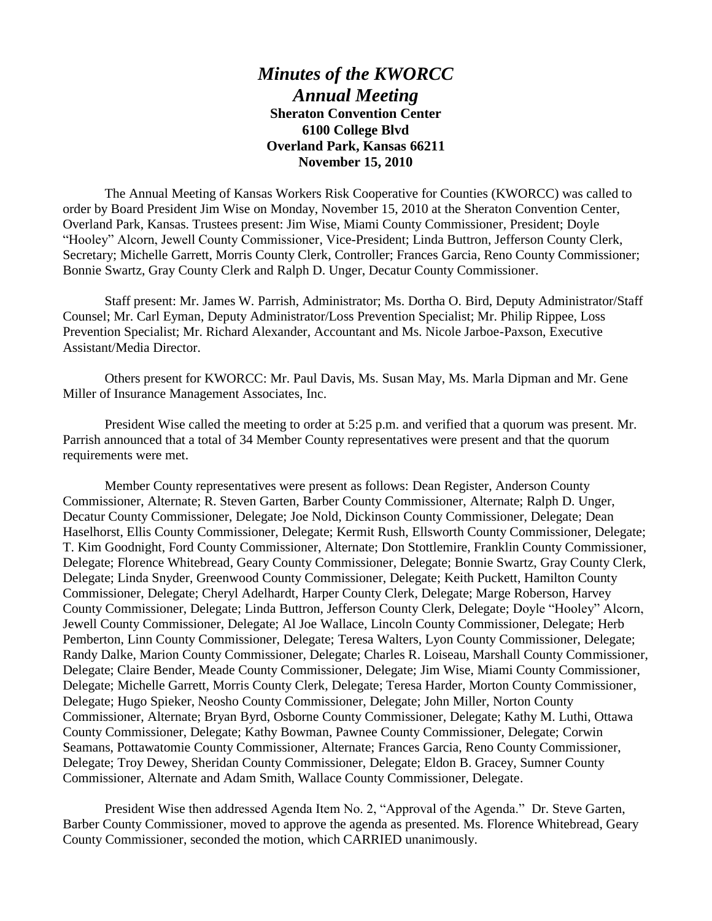# *Minutes of the KWORCC*
# *Annual Meeting*

**Sheraton Convention Center**
**6100 College Blvd**
**Overland Park, Kansas 66211**
**November 15, 2010**

The Annual Meeting of Kansas Workers Risk Cooperative for Counties (KWORCC) was called to order by Board President Jim Wise on Monday, November 15, 2010 at the Sheraton Convention Center, Overland Park, Kansas. Trustees present: Jim Wise, Miami County Commissioner, President; Doyle "Hooley" Alcorn, Jewell County Commissioner, Vice-President; Linda Buttron, Jefferson County Clerk, Secretary; Michelle Garrett, Morris County Clerk, Controller; Frances Garcia, Reno County Commissioner; Bonnie Swartz, Gray County Clerk and Ralph D. Unger, Decatur County Commissioner.

Staff present: Mr. James W. Parrish, Administrator; Ms. Dortha O. Bird, Deputy Administrator/Staff Counsel; Mr. Carl Eyman, Deputy Administrator/Loss Prevention Specialist; Mr. Philip Rippee, Loss Prevention Specialist; Mr. Richard Alexander, Accountant and Ms. Nicole Jarboe-Paxson, Executive Assistant/Media Director.

Others present for KWORCC: Mr. Paul Davis, Ms. Susan May, Ms. Marla Dipman and Mr. Gene Miller of Insurance Management Associates, Inc.

President Wise called the meeting to order at 5:25 p.m. and verified that a quorum was present. Mr. Parrish announced that a total of 34 Member County representatives were present and that the quorum requirements were met.

Member County representatives were present as follows: Dean Register, Anderson County Commissioner, Alternate; R. Steven Garten, Barber County Commissioner, Alternate; Ralph D. Unger, Decatur County Commissioner, Delegate; Joe Nold, Dickinson County Commissioner, Delegate; Dean Haselhorst, Ellis County Commissioner, Delegate; Kermit Rush, Ellsworth County Commissioner, Delegate; T. Kim Goodnight, Ford County Commissioner, Alternate; Don Stottlemire, Franklin County Commissioner, Delegate; Florence Whitebread, Geary County Commissioner, Delegate; Bonnie Swartz, Gray County Clerk, Delegate; Linda Snyder, Greenwood County Commissioner, Delegate; Keith Puckett, Hamilton County Commissioner, Delegate; Cheryl Adelhardt, Harper County Clerk, Delegate; Marge Roberson, Harvey County Commissioner, Delegate; Linda Buttron, Jefferson County Clerk, Delegate; Doyle "Hooley" Alcorn, Jewell County Commissioner, Delegate; Al Joe Wallace, Lincoln County Commissioner, Delegate; Herb Pemberton, Linn County Commissioner, Delegate; Teresa Walters, Lyon County Commissioner, Delegate; Randy Dalke, Marion County Commissioner, Delegate; Charles R. Loiseau, Marshall County Commissioner, Delegate; Claire Bender, Meade County Commissioner, Delegate; Jim Wise, Miami County Commissioner, Delegate; Michelle Garrett, Morris County Clerk, Delegate; Teresa Harder, Morton County Commissioner, Delegate; Hugo Spieker, Neosho County Commissioner, Delegate; John Miller, Norton County Commissioner, Alternate; Bryan Byrd, Osborne County Commissioner, Delegate; Kathy M. Luthi, Ottawa County Commissioner, Delegate; Kathy Bowman, Pawnee County Commissioner, Delegate; Corwin Seamans, Pottawatomie County Commissioner, Alternate; Frances Garcia, Reno County Commissioner, Delegate; Troy Dewey, Sheridan County Commissioner, Delegate; Eldon B. Gracey, Sumner County Commissioner, Alternate and Adam Smith, Wallace County Commissioner, Delegate.

President Wise then addressed Agenda Item No. 2, "Approval of the Agenda." Dr. Steve Garten, Barber County Commissioner, moved to approve the agenda as presented. Ms. Florence Whitebread, Geary County Commissioner, seconded the motion, which CARRIED unanimously.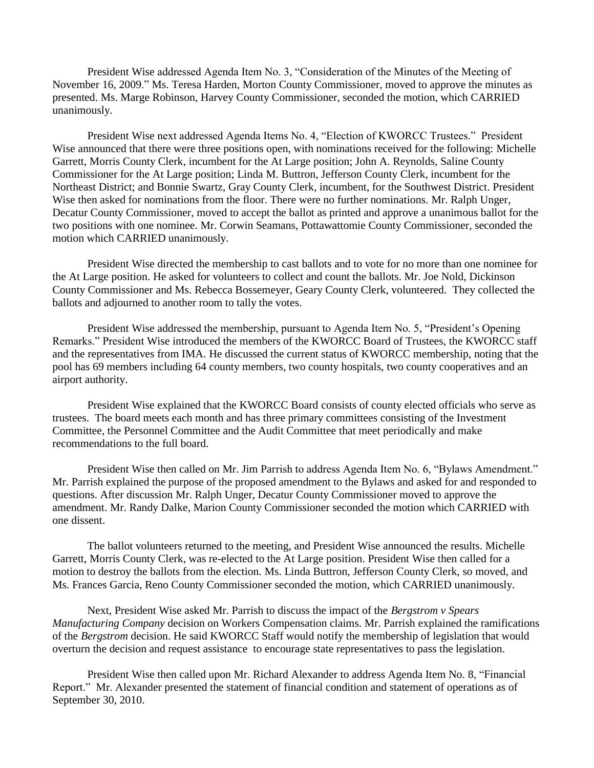President Wise addressed Agenda Item No. 3, "Consideration of the Minutes of the Meeting of November 16, 2009." Ms. Teresa Harden, Morton County Commissioner, moved to approve the minutes as presented. Ms. Marge Robinson, Harvey County Commissioner, seconded the motion, which CARRIED unanimously.

President Wise next addressed Agenda Items No. 4, "Election of KWORCC Trustees." President Wise announced that there were three positions open, with nominations received for the following: Michelle Garrett, Morris County Clerk, incumbent for the At Large position; John A. Reynolds, Saline County Commissioner for the At Large position; Linda M. Buttron, Jefferson County Clerk, incumbent for the Northeast District; and Bonnie Swartz, Gray County Clerk, incumbent, for the Southwest District. President Wise then asked for nominations from the floor. There were no further nominations. Mr. Ralph Unger, Decatur County Commissioner, moved to accept the ballot as printed and approve a unanimous ballot for the two positions with one nominee. Mr. Corwin Seamans, Pottawattomie County Commissioner, seconded the motion which CARRIED unanimously.

President Wise directed the membership to cast ballots and to vote for no more than one nominee for the At Large position. He asked for volunteers to collect and count the ballots. Mr. Joe Nold, Dickinson County Commissioner and Ms. Rebecca Bossemeyer, Geary County Clerk, volunteered. They collected the ballots and adjourned to another room to tally the votes.

President Wise addressed the membership, pursuant to Agenda Item No. 5, "President's Opening Remarks." President Wise introduced the members of the KWORCC Board of Trustees, the KWORCC staff and the representatives from IMA. He discussed the current status of KWORCC membership, noting that the pool has 69 members including 64 county members, two county hospitals, two county cooperatives and an airport authority.

President Wise explained that the KWORCC Board consists of county elected officials who serve as trustees. The board meets each month and has three primary committees consisting of the Investment Committee, the Personnel Committee and the Audit Committee that meet periodically and make recommendations to the full board.

President Wise then called on Mr. Jim Parrish to address Agenda Item No. 6, "Bylaws Amendment." Mr. Parrish explained the purpose of the proposed amendment to the Bylaws and asked for and responded to questions. After discussion Mr. Ralph Unger, Decatur County Commissioner moved to approve the amendment. Mr. Randy Dalke, Marion County Commissioner seconded the motion which CARRIED with one dissent.

The ballot volunteers returned to the meeting, and President Wise announced the results. Michelle Garrett, Morris County Clerk, was re-elected to the At Large position. President Wise then called for a motion to destroy the ballots from the election. Ms. Linda Buttron, Jefferson County Clerk, so moved, and Ms. Frances Garcia, Reno County Commissioner seconded the motion, which CARRIED unanimously.

Next, President Wise asked Mr. Parrish to discuss the impact of the *Bergstrom v Spears Manufacturing Company* decision on Workers Compensation claims. Mr. Parrish explained the ramifications of the *Bergstrom* decision. He said KWORCC Staff would notify the membership of legislation that would overturn the decision and request assistance to encourage state representatives to pass the legislation.

President Wise then called upon Mr. Richard Alexander to address Agenda Item No. 8, "Financial Report." Mr. Alexander presented the statement of financial condition and statement of operations as of September 30, 2010.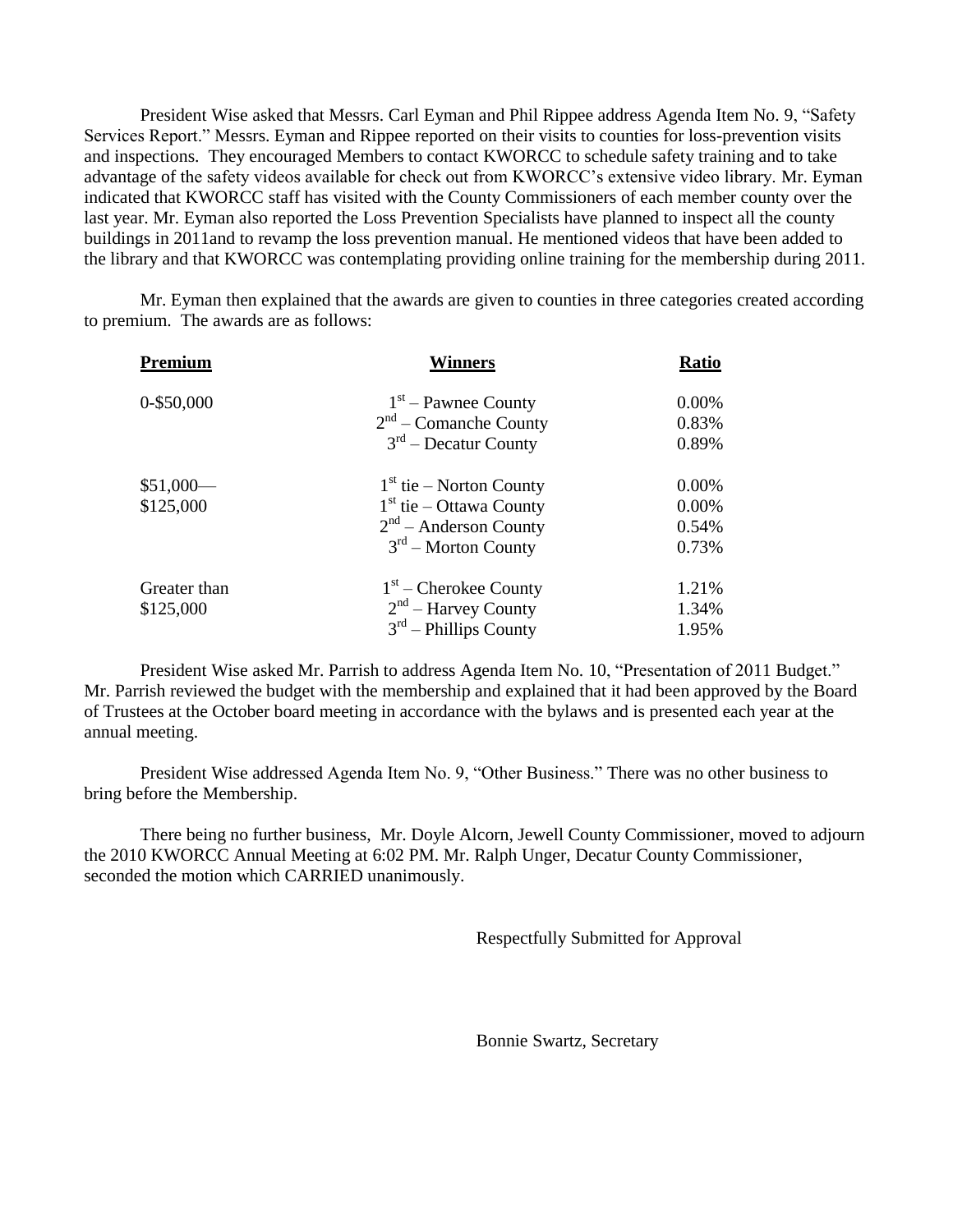President Wise asked that Messrs. Carl Eyman and Phil Rippee address Agenda Item No. 9, "Safety Services Report." Messrs. Eyman and Rippee reported on their visits to counties for loss-prevention visits and inspections. They encouraged Members to contact KWORCC to schedule safety training and to take advantage of the safety videos available for check out from KWORCC's extensive video library. Mr. Eyman indicated that KWORCC staff has visited with the County Commissioners of each member county over the last year. Mr. Eyman also reported the Loss Prevention Specialists have planned to inspect all the county buildings in 2011and to revamp the loss prevention manual. He mentioned videos that have been added to the library and that KWORCC was contemplating providing online training for the membership during 2011.

Mr. Eyman then explained that the awards are given to counties in three categories created according to premium. The awards are as follows:

| **Premium** | **Winners** | **Ratio** |
|---|---|---|
| 0-$50,000 | 1st – Pawnee County | 0.00% |
| | 2nd – Comanche County | 0.83% |
| | 3rd – Decatur County | 0.89% |
| $51,000— | 1st tie – Norton County | 0.00% |
| $125,000 | 1st tie – Ottawa County | 0.00% |
| | 2nd – Anderson County | 0.54% |
| | 3rd – Morton County | 0.73% |
| Greater than | 1st – Cherokee County | 1.21% |
| $125,000 | 2nd – Harvey County | 1.34% |
| | 3rd – Phillips County | 1.95% |

President Wise asked Mr. Parrish to address Agenda Item No. 10, "Presentation of 2011 Budget." Mr. Parrish reviewed the budget with the membership and explained that it had been approved by the Board of Trustees at the October board meeting in accordance with the bylaws and is presented each year at the annual meeting.

President Wise addressed Agenda Item No. 9, "Other Business." There was no other business to bring before the Membership.

There being no further business, Mr. Doyle Alcorn, Jewell County Commissioner, moved to adjourn the 2010 KWORCC Annual Meeting at 6:02 PM. Mr. Ralph Unger, Decatur County Commissioner, seconded the motion which CARRIED unanimously.

Respectfully Submitted for Approval

Bonnie Swartz, Secretary